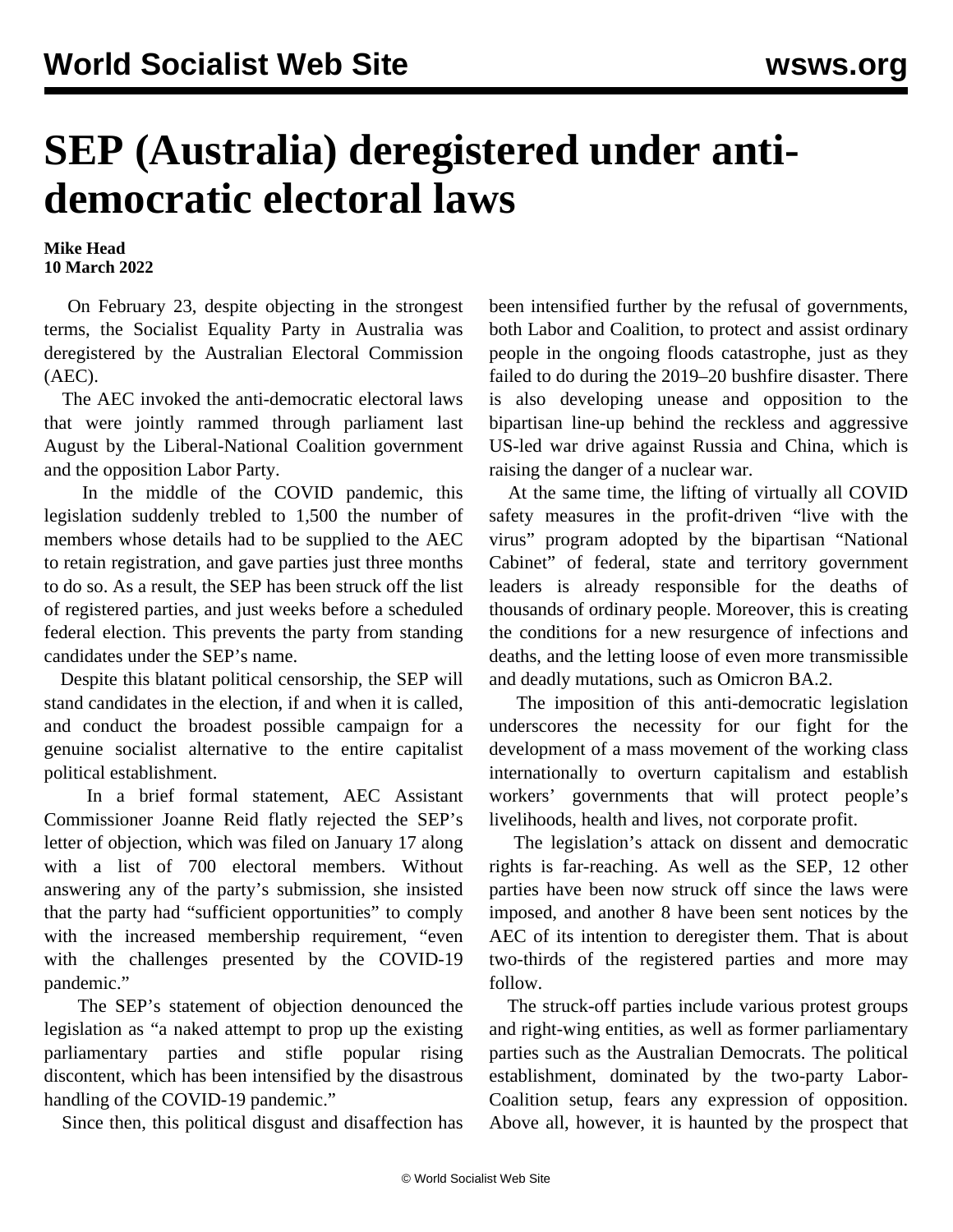# SEP (Australia) deregistered under anti-democratic electoral laws

**Mike Head**
**10 March 2022**

On February 23, despite objecting in the strongest terms, the Socialist Equality Party in Australia was deregistered by the Australian Electoral Commission (AEC).

The AEC invoked the anti-democratic electoral laws that were jointly rammed through parliament last August by the Liberal-National Coalition government and the opposition Labor Party.

In the middle of the COVID pandemic, this legislation suddenly trebled to 1,500 the number of members whose details had to be supplied to the AEC to retain registration, and gave parties just three months to do so. As a result, the SEP has been struck off the list of registered parties, and just weeks before a scheduled federal election. This prevents the party from standing candidates under the SEP's name.

Despite this blatant political censorship, the SEP will stand candidates in the election, if and when it is called, and conduct the broadest possible campaign for a genuine socialist alternative to the entire capitalist political establishment.

In a brief formal statement, AEC Assistant Commissioner Joanne Reid flatly rejected the SEP's letter of objection, which was filed on January 17 along with a list of 700 electoral members. Without answering any of the party's submission, she insisted that the party had "sufficient opportunities" to comply with the increased membership requirement, "even with the challenges presented by the COVID-19 pandemic."

The SEP's statement of objection denounced the legislation as "a naked attempt to prop up the existing parliamentary parties and stifle popular rising discontent, which has been intensified by the disastrous handling of the COVID-19 pandemic."

Since then, this political disgust and disaffection has been intensified further by the refusal of governments, both Labor and Coalition, to protect and assist ordinary people in the ongoing floods catastrophe, just as they failed to do during the 2019–20 bushfire disaster. There is also developing unease and opposition to the bipartisan line-up behind the reckless and aggressive US-led war drive against Russia and China, which is raising the danger of a nuclear war.

At the same time, the lifting of virtually all COVID safety measures in the profit-driven "live with the virus" program adopted by the bipartisan "National Cabinet" of federal, state and territory government leaders is already responsible for the deaths of thousands of ordinary people. Moreover, this is creating the conditions for a new resurgence of infections and deaths, and the letting loose of even more transmissible and deadly mutations, such as Omicron BA.2.

The imposition of this anti-democratic legislation underscores the necessity for our fight for the development of a mass movement of the working class internationally to overturn capitalism and establish workers' governments that will protect people's livelihoods, health and lives, not corporate profit.

The legislation's attack on dissent and democratic rights is far-reaching. As well as the SEP, 12 other parties have been now struck off since the laws were imposed, and another 8 have been sent notices by the AEC of its intention to deregister them. That is about two-thirds of the registered parties and more may follow.

The struck-off parties include various protest groups and right-wing entities, as well as former parliamentary parties such as the Australian Democrats. The political establishment, dominated by the two-party Labor-Coalition setup, fears any expression of opposition. Above all, however, it is haunted by the prospect that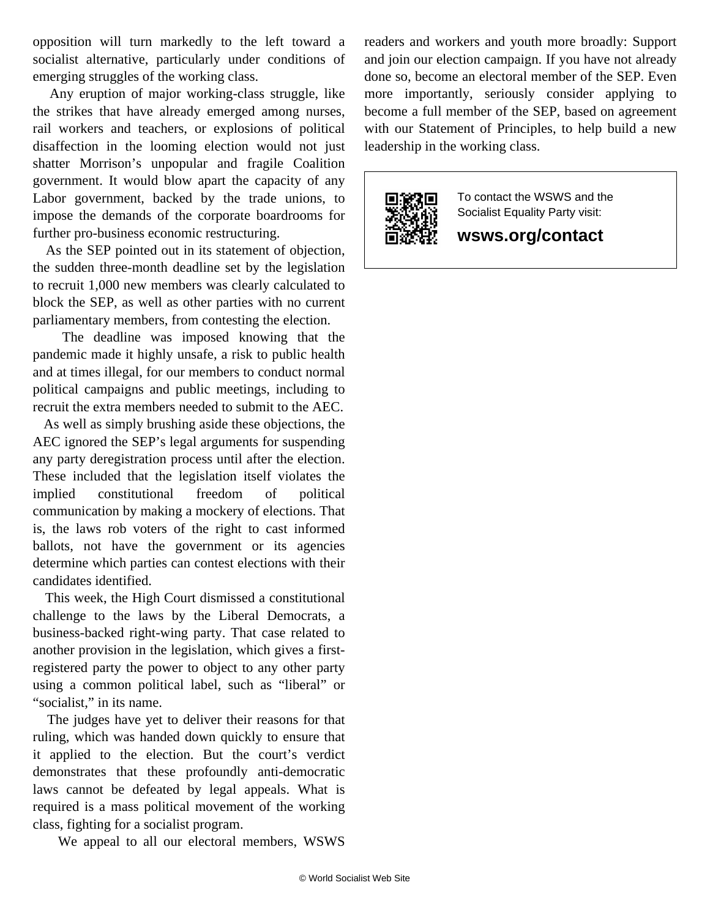opposition will turn markedly to the left toward a socialist alternative, particularly under conditions of emerging struggles of the working class.

Any eruption of major working-class struggle, like the strikes that have already emerged among nurses, rail workers and teachers, or explosions of political disaffection in the looming election would not just shatter Morrison's unpopular and fragile Coalition government. It would blow apart the capacity of any Labor government, backed by the trade unions, to impose the demands of the corporate boardrooms for further pro-business economic restructuring.

As the SEP pointed out in its statement of objection, the sudden three-month deadline set by the legislation to recruit 1,000 new members was clearly calculated to block the SEP, as well as other parties with no current parliamentary members, from contesting the election.

The deadline was imposed knowing that the pandemic made it highly unsafe, a risk to public health and at times illegal, for our members to conduct normal political campaigns and public meetings, including to recruit the extra members needed to submit to the AEC.

As well as simply brushing aside these objections, the AEC ignored the SEP's legal arguments for suspending any party deregistration process until after the election. These included that the legislation itself violates the implied constitutional freedom of political communication by making a mockery of elections. That is, the laws rob voters of the right to cast informed ballots, not have the government or its agencies determine which parties can contest elections with their candidates identified.

This week, the High Court dismissed a constitutional challenge to the laws by the Liberal Democrats, a business-backed right-wing party. That case related to another provision in the legislation, which gives a first-registered party the power to object to any other party using a common political label, such as "liberal" or "socialist," in its name.

The judges have yet to deliver their reasons for that ruling, which was handed down quickly to ensure that it applied to the election. But the court's verdict demonstrates that these profoundly anti-democratic laws cannot be defeated by legal appeals. What is required is a mass political movement of the working class, fighting for a socialist program.

We appeal to all our electoral members, WSWS readers and workers and youth more broadly: Support and join our election campaign. If you have not already done so, become an electoral member of the SEP. Even more importantly, seriously consider applying to become a full member of the SEP, based on agreement with our Statement of Principles, to help build a new leadership in the working class.

To contact the WSWS and the Socialist Equality Party visit:

**wsws.org/contact**